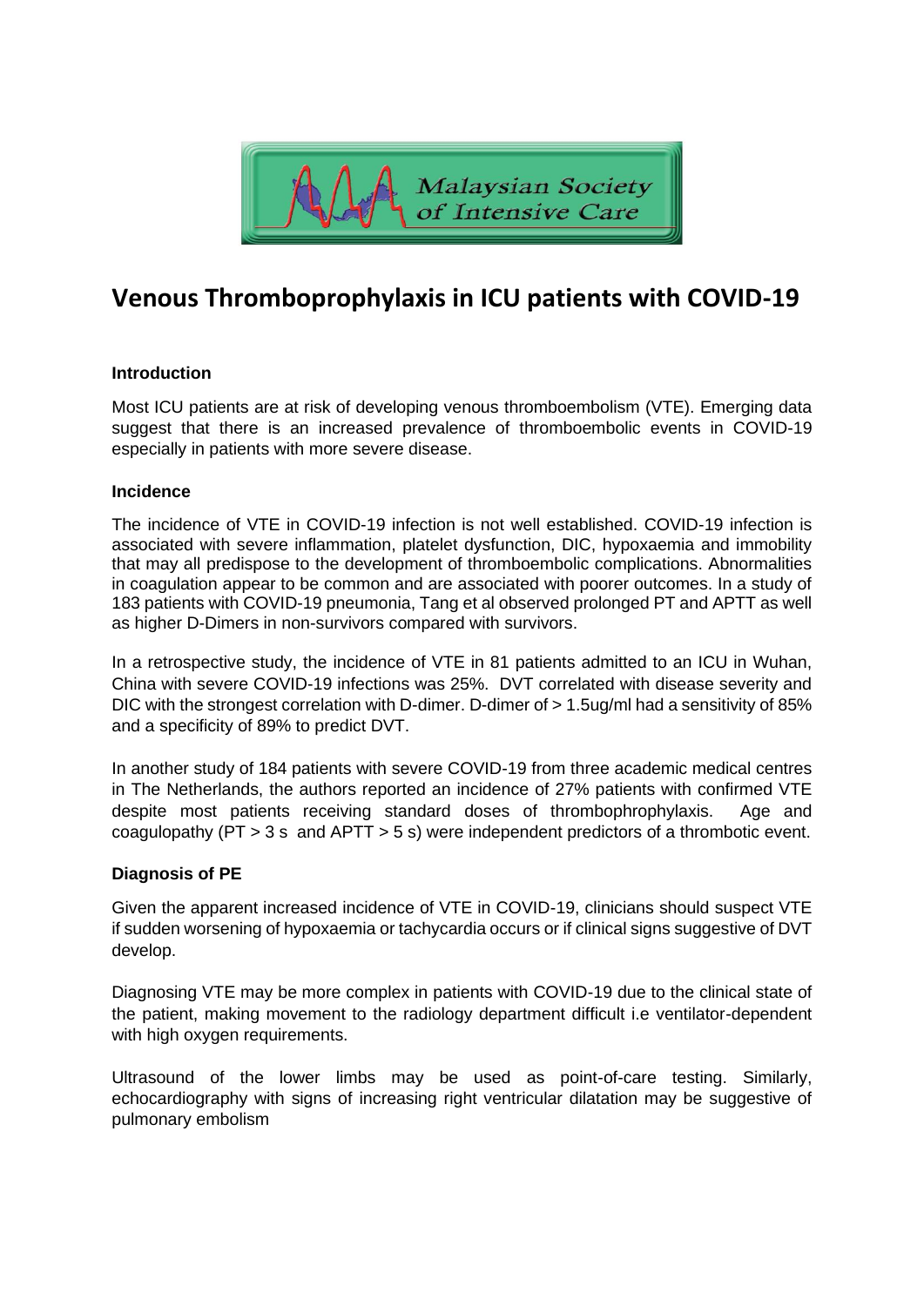Malaysian Society of Intensive Care

# Venous Thromboprophylaxis in ICU patients with COVID-19

### Introduction

Most ICU patients are at risk of developing venous thromboembolism (VTE). Emerging data suggest that there is an increased prevalence of thromboembolic events in COVID-19 especially in patients with more severe disease.

### Incidence

The incidence of VTE in COVID-19 infection is not well established. COVID-19 infection is associated with severe inflammation, platelet dysfunction, DIC, hypoxaemia and immobility that may all predispose to the development of thromboembolic complications. Abnormalities in coagulation appear to be common and are associated with poorer outcomes. In a study of 183 patients with COVID-19 pneumonia, Tang et al observed prolonged PT and APTT as well as higher D-Dimers in non-survivors compared with survivors.

In a retrospective study, the incidence of VTE in 81 patients admitted to an ICU in Wuhan, China with severe COVID-19 infections was 25%. DVT correlated with disease severity and DIC with the strongest correlation with D-dimer. D-dimer of > 1.5ug/ml had a sensitivity of 85% and a specificity of 89% to predict DVT.

In another study of 184 patients with severe COVID-19 from three academic medical centres in The Netherlands, the authors reported an incidence of 27% patients with confirmed VTE despite most patients receiving standard doses of thrombophrophylaxis. Age and coagulopathy (PT > 3 s and APTT > 5 s) were independent predictors of a thrombotic event.

### Diagnosis of PE

Given the apparent increased incidence of VTE in COVID-19, clinicians should suspect VTE if sudden worsening of hypoxaemia or tachycardia occurs or if clinical signs suggestive of DVT develop.

Diagnosing VTE may be more complex in patients with COVID-19 due to the clinical state of the patient, making movement to the radiology department difficult i.e ventilator-dependent with high oxygen requirements.

Ultrasound of the lower limbs may be used as point-of-care testing. Similarly, echocardiography with signs of increasing right ventricular dilatation may be suggestive of pulmonary embolism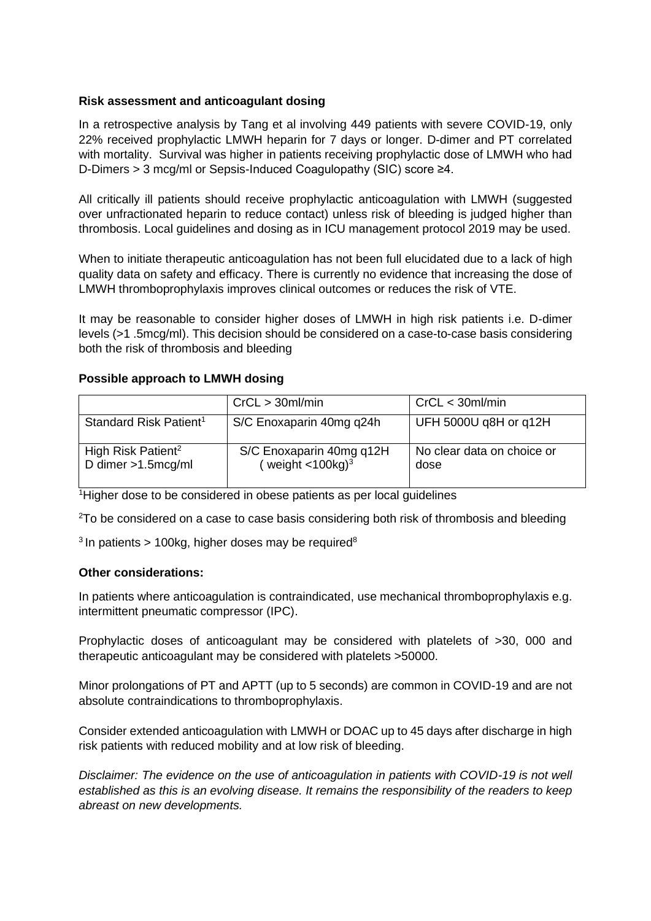**Risk assessment and anticoagulant dosing**

In a retrospective analysis by Tang et al involving 449 patients with severe COVID-19, only 22% received prophylactic LMWH heparin for 7 days or longer. D-dimer and PT correlated with mortality. Survival was higher in patients receiving prophylactic dose of LMWH who had D-Dimers > 3 mcg/ml or Sepsis-Induced Coagulopathy (SIC) score ≥4.

All critically ill patients should receive prophylactic anticoagulation with LMWH (suggested over unfractionated heparin to reduce contact) unless risk of bleeding is judged higher than thrombosis. Local guidelines and dosing as in ICU management protocol 2019 may be used.

When to initiate therapeutic anticoagulation has not been full elucidated due to a lack of high quality data on safety and efficacy. There is currently no evidence that increasing the dose of LMWH thromboprophylaxis improves clinical outcomes or reduces the risk of VTE.

It may be reasonable to consider higher doses of LMWH in high risk patients i.e. D-dimer levels (>1 .5mcg/ml). This decision should be considered on a case-to-case basis considering both the risk of thrombosis and bleeding

**Possible approach to LMWH dosing**

| | CrCL > 30ml/min | CrCL < 30ml/min |
|---|---|---|
| Standard Risk Patient[1] | S/C Enoxaparin 40mg q24h | UFH 5000U q8H or q12H |
| High Risk Patient[2] D dimer >1.5mcg/ml | S/C Enoxaparin 40mg q12H ( weight <100kg)[3] | No clear data on choice or dose |

[1]Higher dose to be considered in obese patients as per local guidelines

[2]To be considered on a case to case basis considering both risk of thrombosis and bleeding

[3] In patients > 100kg, higher doses may be required[8]

**Other considerations:**

In patients where anticoagulation is contraindicated, use mechanical thromboprophylaxis e.g. intermittent pneumatic compressor (IPC).

Prophylactic doses of anticoagulant may be considered with platelets of >30, 000 and therapeutic anticoagulant may be considered with platelets >50000.

Minor prolongations of PT and APTT (up to 5 seconds) are common in COVID-19 and are not absolute contraindications to thromboprophylaxis.

Consider extended anticoagulation with LMWH or DOAC up to 45 days after discharge in high risk patients with reduced mobility and at low risk of bleeding.

*Disclaimer: The evidence on the use of anticoagulation in patients with COVID-19 is not well established as this is an evolving disease. It remains the responsibility of the readers to keep abreast on new developments.*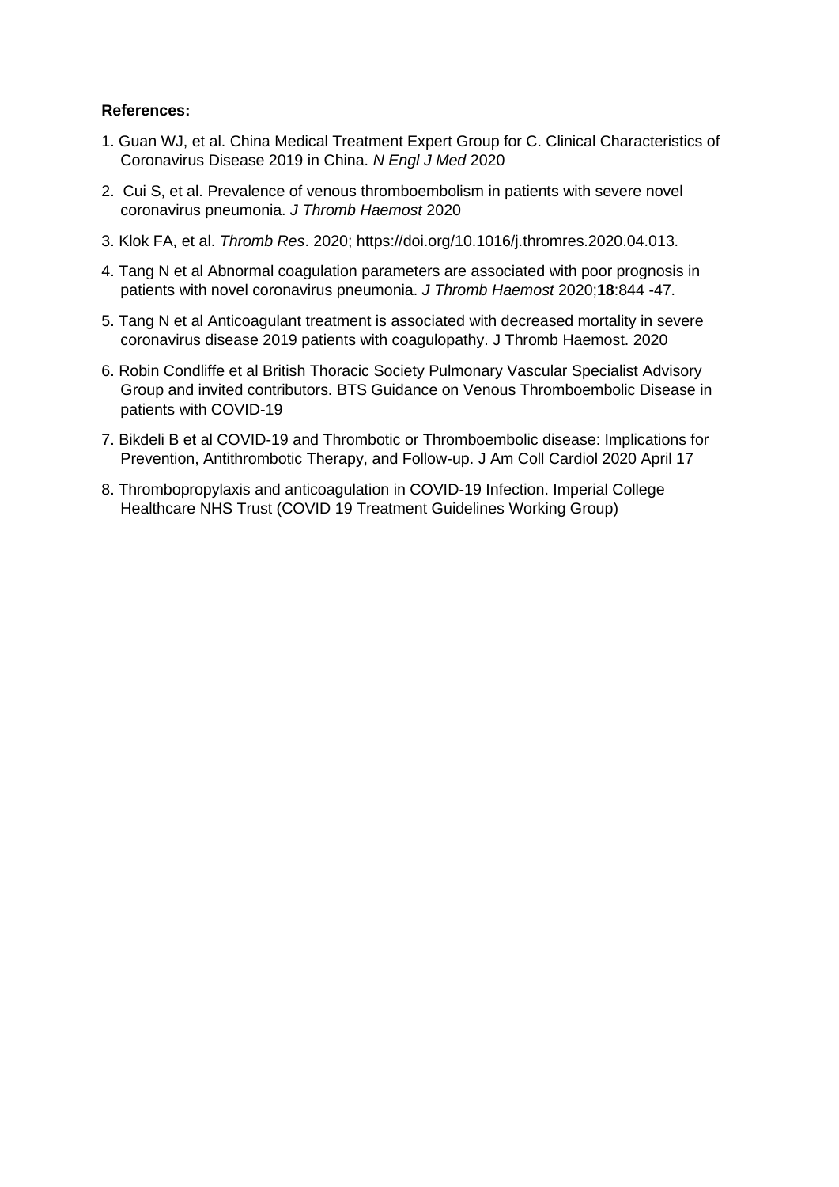**References:**

1. Guan WJ, et al. China Medical Treatment Expert Group for C. Clinical Characteristics of Coronavirus Disease 2019 in China. *N Engl J Med* 2020
2. Cui S, et al. Prevalence of venous thromboembolism in patients with severe novel coronavirus pneumonia. *J Thromb Haemost* 2020
3. Klok FA, et al. *Thromb Res*. 2020; https://doi.org/10.1016/j.thromres.2020.04.013.
4. Tang N et al Abnormal coagulation parameters are associated with poor prognosis in patients with novel coronavirus pneumonia. *J Thromb Haemost* 2020;**18**:844 -47.
5. Tang N et al Anticoagulant treatment is associated with decreased mortality in severe coronavirus disease 2019 patients with coagulopathy. J Thromb Haemost. 2020
6. Robin Condliffe et al British Thoracic Society Pulmonary Vascular Specialist Advisory Group and invited contributors. BTS Guidance on Venous Thromboembolic Disease in patients with COVID-19
7. Bikdeli B et al COVID-19 and Thrombotic or Thromboembolic disease: Implications for Prevention, Antithrombotic Therapy, and Follow-up. J Am Coll Cardiol 2020 April 17
8. Thrombopropylaxis and anticoagulation in COVID-19 Infection. Imperial College Healthcare NHS Trust (COVID 19 Treatment Guidelines Working Group)